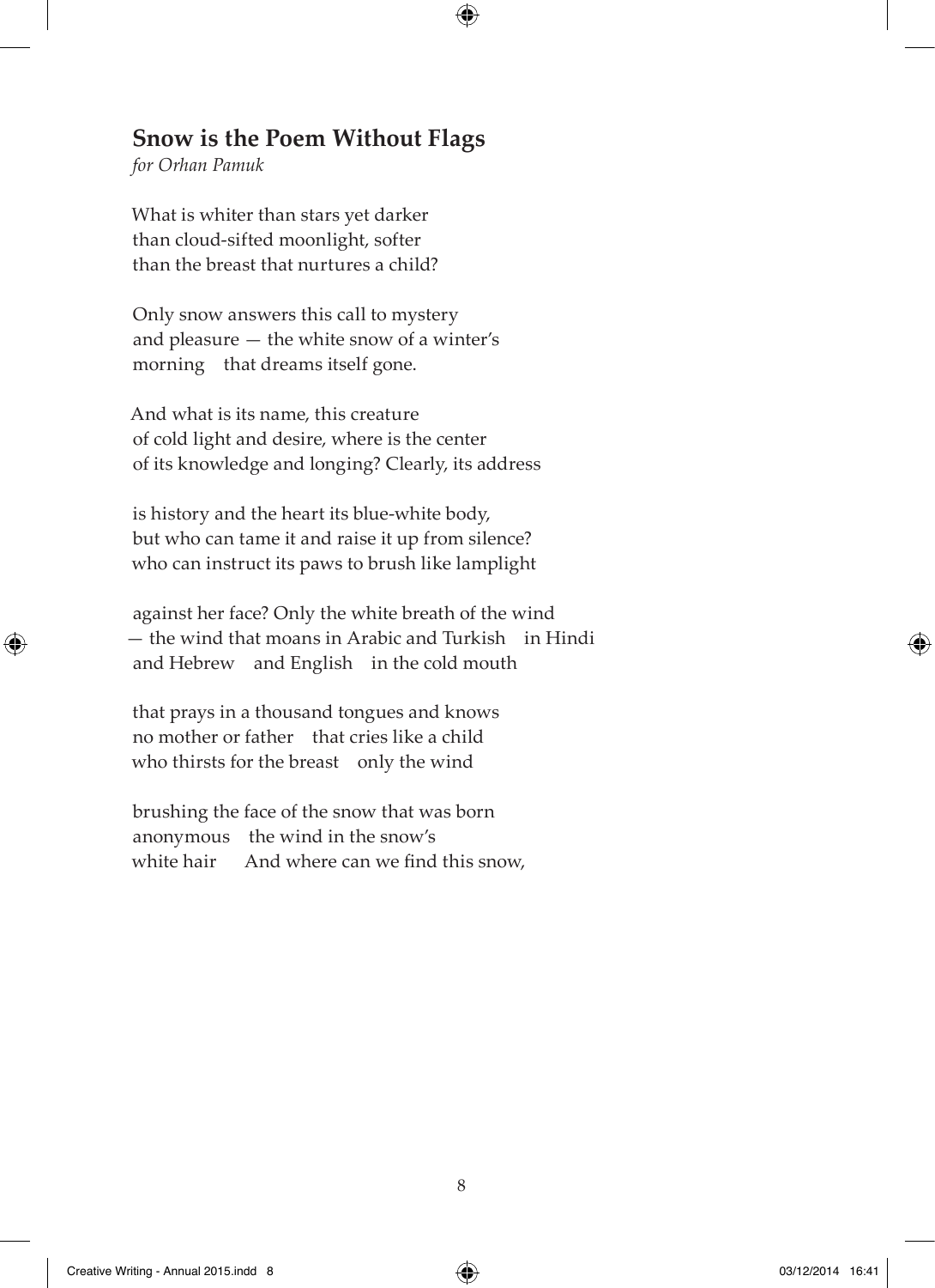## Snow is the Poem Without Flags

*for Orhan Pamuk*

What is whiter than stars yet darker  
than cloud-sifted moonlight, softer  
than the breast that nurtures a child?

Only snow answers this call to mystery  
and pleasure — the white snow of a winter's  
morning  that dreams itself gone.

And what is its name, this creature  
of cold light and desire, where is the center  
of its knowledge and longing? Clearly, its address

is history and the heart its blue-white body,  
but who can tame it and raise it up from silence?  
who can instruct its paws to brush like lamplight

against her face? Only the white breath of the wind  
— the wind that moans in Arabic and Turkish  in Hindi  
and Hebrew  and English  in the cold mouth

that prays in a thousand tongues and knows  
no mother or father  that cries like a child  
who thirsts for the breast  only the wind

brushing the face of the snow that was born  
anonymous  the wind in the snow's  
white hair   And where can we find this snow,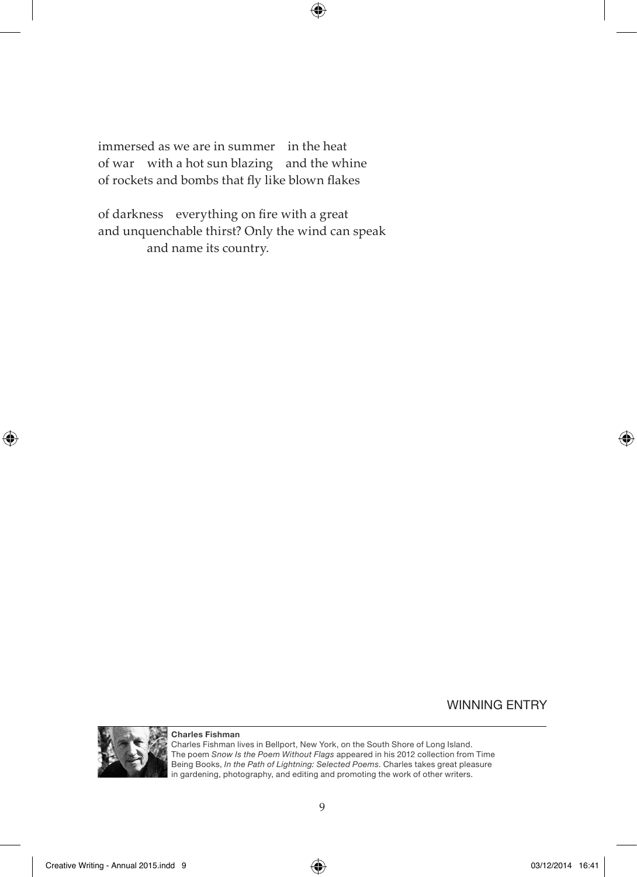immersed as we are in summer    in the heat
of war    with a hot sun blazing    and the whine
of rockets and bombs that fly like blown flakes

of darkness    everything on fire with a great
and unquenchable thirst? Only the wind can speak
          and name its country.

WINNING ENTRY

**Charles Fishman**

Charles Fishman lives in Bellport, New York, on the South Shore of Long Island. The poem *Snow Is the Poem Without Flags* appeared in his 2012 collection from Time Being Books, *In the Path of Lightning: Selected Poems*. Charles takes great pleasure in gardening, photography, and editing and promoting the work of other writers.